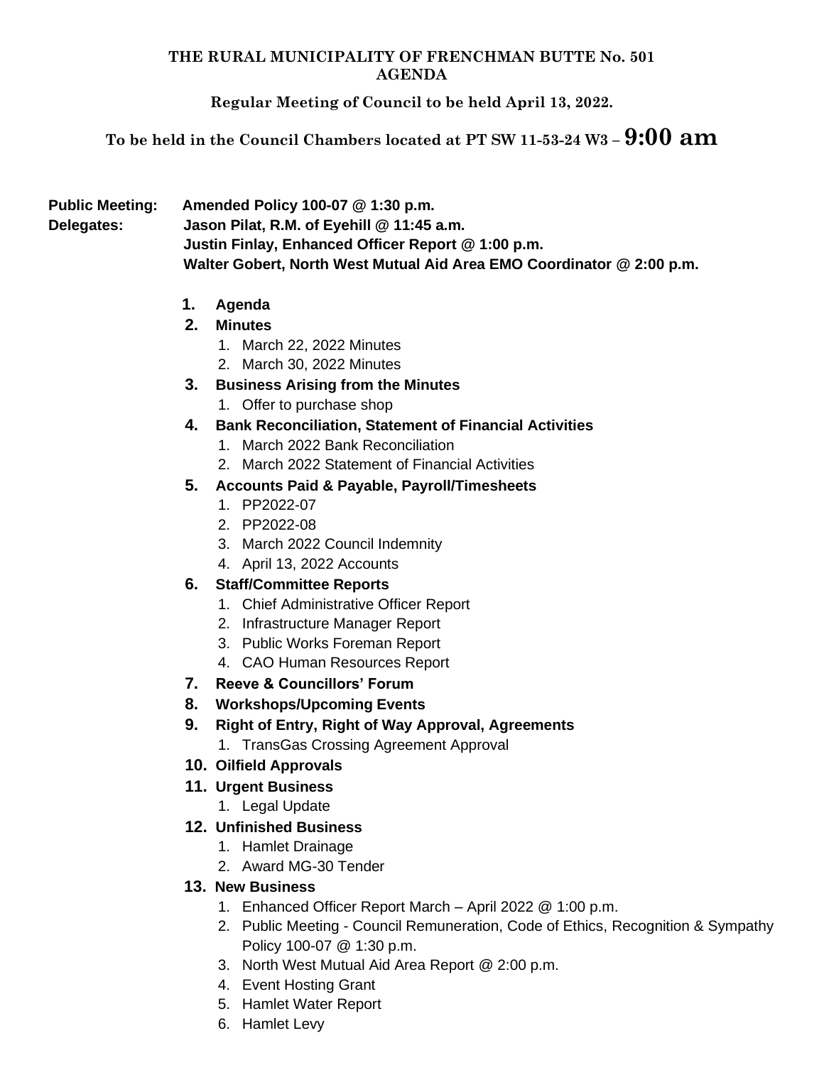**THE RURAL MUNICIPALITY OF FRENCHMAN BUTTE No. 501**
**AGENDA**

**Regular Meeting of Council to be held April 13, 2022.**

**To be held in the Council Chambers located at PT SW 11-53-24 W3 – 9:00 am**

**Public Meeting:** **Amended Policy 100-07 @ 1:30 p.m.**
**Delegates:** **Jason Pilat, R.M. of Eyehill @ 11:45 a.m.**
**Justin Finlay, Enhanced Officer Report @ 1:00 p.m.**
**Walter Gobert, North West Mutual Aid Area EMO Coordinator @ 2:00 p.m.**

1. **Agenda**
2. **Minutes**
   1. March 22, 2022 Minutes
   2. March 30, 2022 Minutes
3. **Business Arising from the Minutes**
   1. Offer to purchase shop
4. **Bank Reconciliation, Statement of Financial Activities**
   1. March 2022 Bank Reconciliation
   2. March 2022 Statement of Financial Activities
5. **Accounts Paid & Payable, Payroll/Timesheets**
   1. PP2022-07
   2. PP2022-08
   3. March 2022 Council Indemnity
   4. April 13, 2022 Accounts
6. **Staff/Committee Reports**
   1. Chief Administrative Officer Report
   2. Infrastructure Manager Report
   3. Public Works Foreman Report
   4. CAO Human Resources Report
7. **Reeve & Councillors' Forum**
8. **Workshops/Upcoming Events**
9. **Right of Entry, Right of Way Approval, Agreements**
   1. TransGas Crossing Agreement Approval
10. **Oilfield Approvals**
11. **Urgent Business**
    1. Legal Update
12. **Unfinished Business**
    1. Hamlet Drainage
    2. Award MG-30 Tender
13. **New Business**
    1. Enhanced Officer Report March – April 2022 @ 1:00 p.m.
    2. Public Meeting - Council Remuneration, Code of Ethics, Recognition & Sympathy Policy 100-07 @ 1:30 p.m.
    3. North West Mutual Aid Area Report @ 2:00 p.m.
    4. Event Hosting Grant
    5. Hamlet Water Report
    6. Hamlet Levy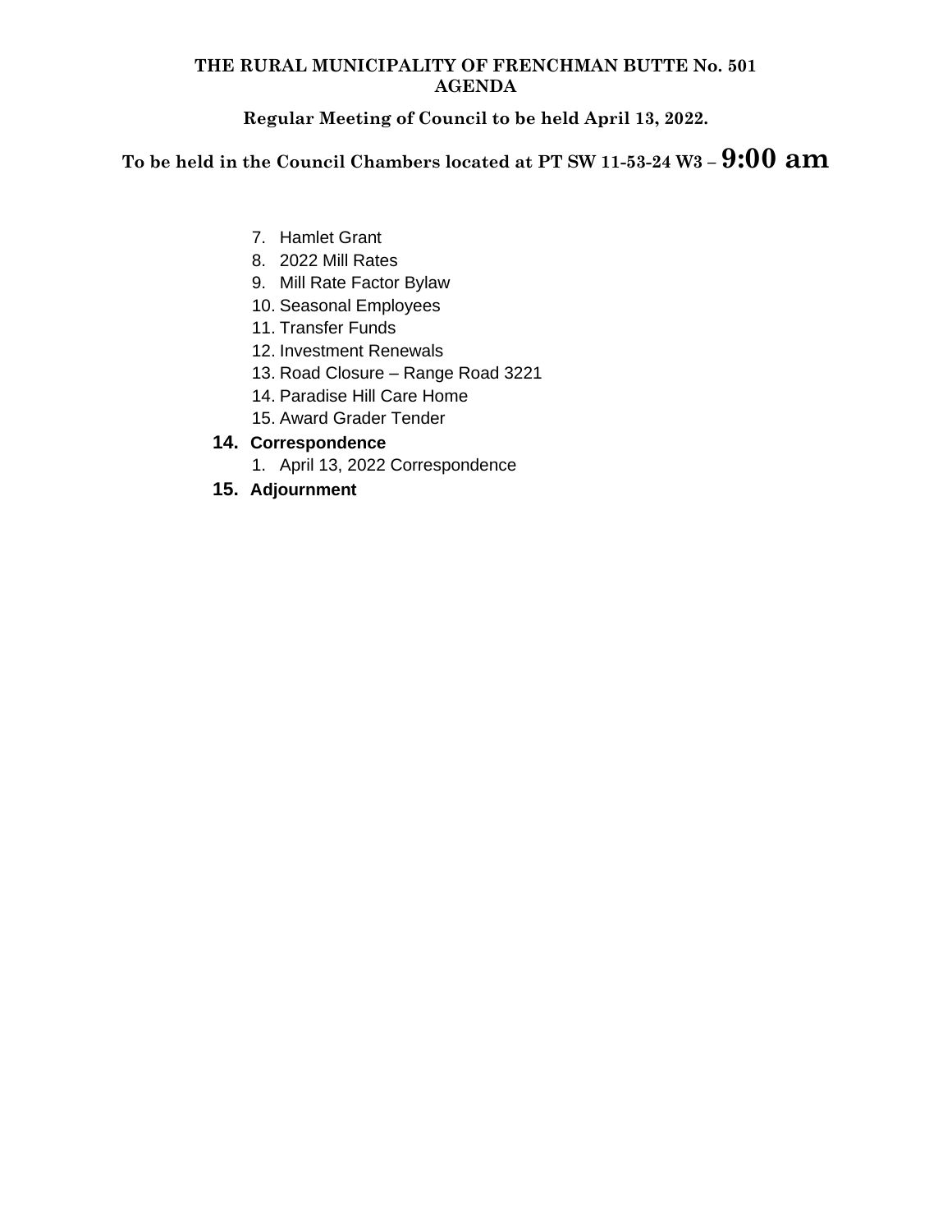**THE RURAL MUNICIPALITY OF FRENCHMAN BUTTE No. 501**
**AGENDA**

**Regular Meeting of Council to be held April 13, 2022.**

**To be held in the Council Chambers located at PT SW 11-53-24 W3 – 9:00 am**

7. Hamlet Grant
8. 2022 Mill Rates
9. Mill Rate Factor Bylaw
10. Seasonal Employees
11. Transfer Funds
12. Investment Renewals
13. Road Closure – Range Road 3221
14. Paradise Hill Care Home
15. Award Grader Tender

**14. Correspondence**

1. April 13, 2022 Correspondence

**15. Adjournment**